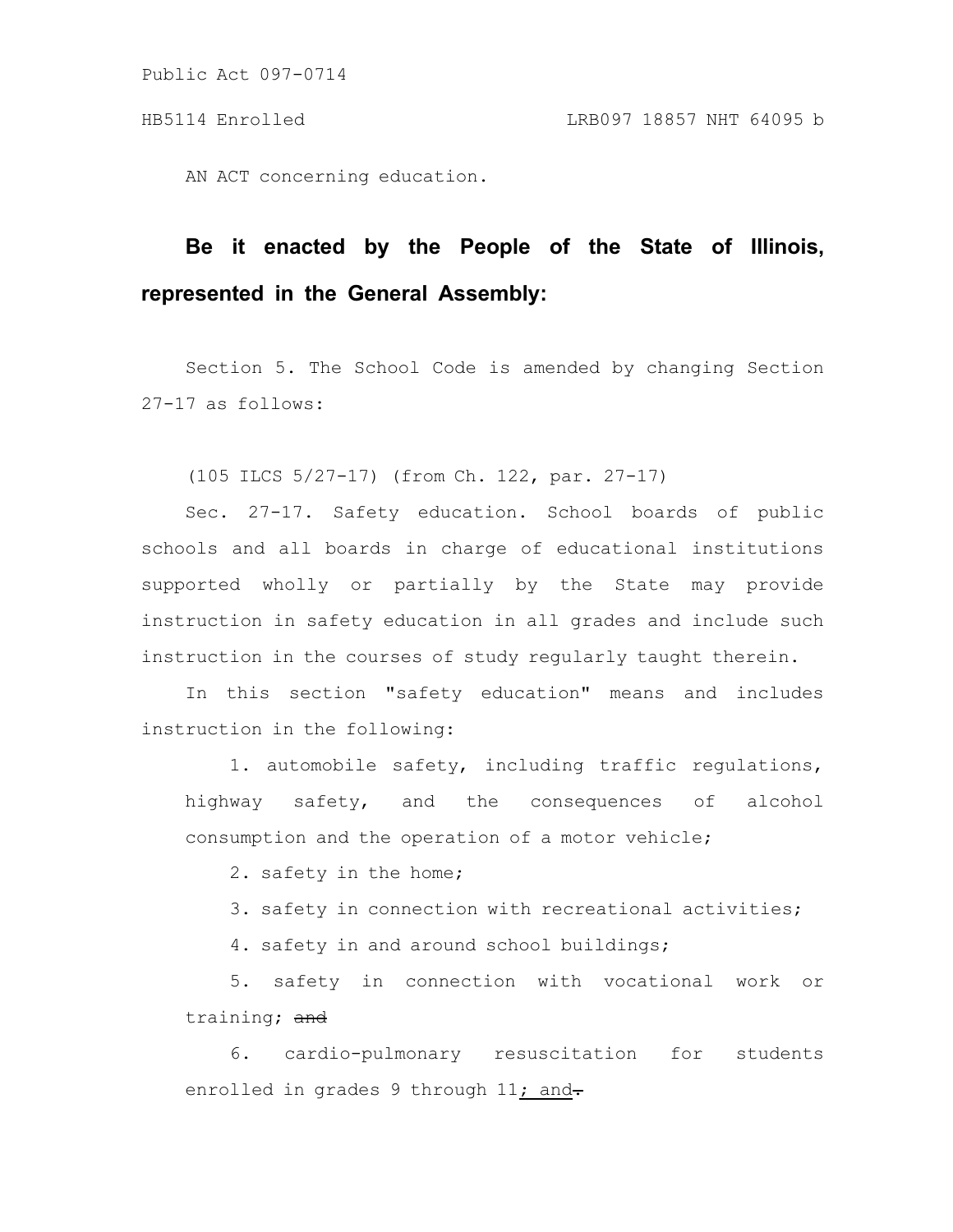AN ACT concerning education.

**Be it enacted by the People of the State of Illinois, represented in the General Assembly:**

Section 5. The School Code is amended by changing Section 27-17 as follows:

(105 ILCS 5/27-17) (from Ch. 122, par. 27-17)

Sec. 27-17. Safety education. School boards of public schools and all boards in charge of educational institutions supported wholly or partially by the State may provide instruction in safety education in all grades and include such instruction in the courses of study regularly taught therein.

In this section "safety education" means and includes instruction in the following:

1. automobile safety, including traffic regulations, highway safety, and the consequences of alcohol consumption and the operation of a motor vehicle;
2. safety in the home;
3. safety in connection with recreational activities;
4. safety in and around school buildings;
5. safety in connection with vocational work or training; ~~and~~
6. cardio-pulmonary resuscitation for students enrolled in grades 9 through 11; and~~.~~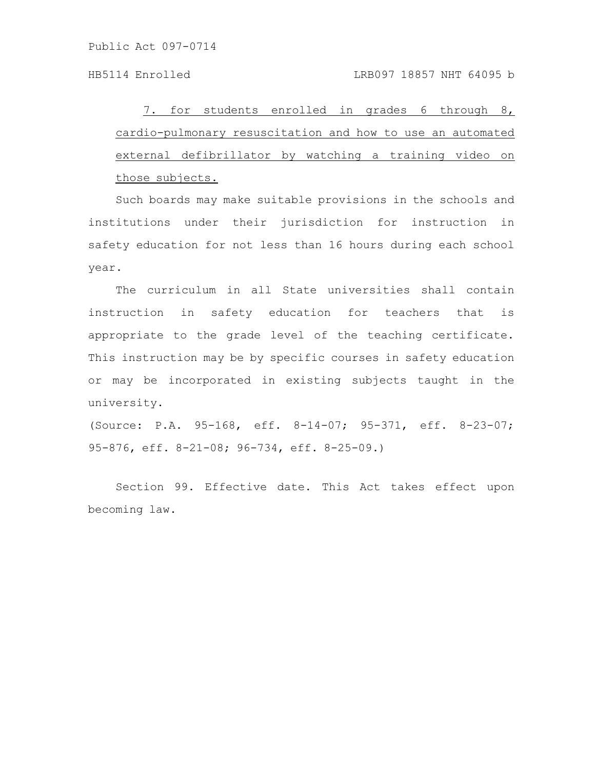7. for students enrolled in grades 6 through 8, cardio-pulmonary resuscitation and how to use an automated external defibrillator by watching a training video on those subjects.

Such boards may make suitable provisions in the schools and institutions under their jurisdiction for instruction in safety education for not less than 16 hours during each school year.

The curriculum in all State universities shall contain instruction in safety education for teachers that is appropriate to the grade level of the teaching certificate. This instruction may be by specific courses in safety education or may be incorporated in existing subjects taught in the university.

(Source: P.A. 95-168, eff. 8-14-07; 95-371, eff. 8-23-07; 95-876, eff. 8-21-08; 96-734, eff. 8-25-09.)

Section 99. Effective date. This Act takes effect upon becoming law.